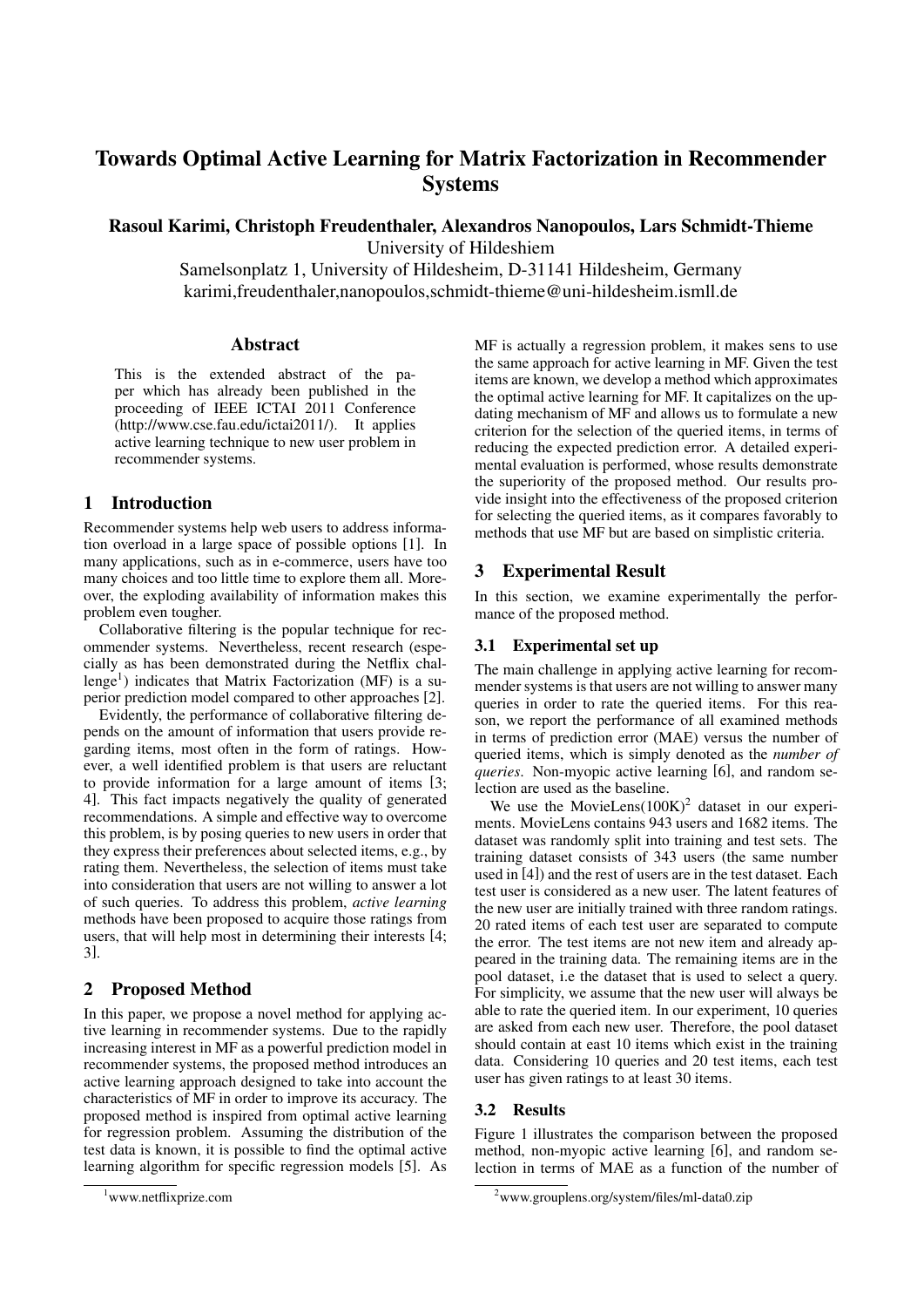# Towards Optimal Active Learning for Matrix Factorization in Recommender Systems

**Rasoul Karimi, Christoph Freudenthaler, Alexandros Nanopoulos, Lars Schmidt-Thieme**

University of Hildeshiem

Samelsonplatz 1, University of Hildesheim, D-31141 Hildesheim, Germany

karimi,freudenthaler,nanopoulos,schmidt-thieme@uni-hildesheim.ismll.de

## Abstract

This is the extended abstract of the paper which has already been published in the proceeding of IEEE ICTAI 2011 Conference (http://www.cse.fau.edu/ictai2011/). It applies active learning technique to new user problem in recommender systems.

## 1 Introduction

Recommender systems help web users to address information overload in a large space of possible options [1]. In many applications, such as in e-commerce, users have too many choices and too little time to explore them all. Moreover, the exploding availability of information makes this problem even tougher.

Collaborative filtering is the popular technique for recommender systems. Nevertheless, recent research (especially as has been demonstrated during the Netflix challenge[1]) indicates that Matrix Factorization (MF) is a superior prediction model compared to other approaches [2].

Evidently, the performance of collaborative filtering depends on the amount of information that users provide regarding items, most often in the form of ratings. However, a well identified problem is that users are reluctant to provide information for a large amount of items [3; 4]. This fact impacts negatively the quality of generated recommendations. A simple and effective way to overcome this problem, is by posing queries to new users in order that they express their preferences about selected items, e.g., by rating them. Nevertheless, the selection of items must take into consideration that users are not willing to answer a lot of such queries. To address this problem, *active learning* methods have been proposed to acquire those ratings from users, that will help most in determining their interests [4; 3].

## 2 Proposed Method

In this paper, we propose a novel method for applying active learning in recommender systems. Due to the rapidly increasing interest in MF as a powerful prediction model in recommender systems, the proposed method introduces an active learning approach designed to take into account the characteristics of MF in order to improve its accuracy. The proposed method is inspired from optimal active learning for regression problem. Assuming the distribution of the test data is known, it is possible to find the optimal active learning algorithm for specific regression models [5]. As MF is actually a regression problem, it makes sens to use the same approach for active learning in MF. Given the test items are known, we develop a method which approximates the optimal active learning for MF. It capitalizes on the updating mechanism of MF and allows us to formulate a new criterion for the selection of the queried items, in terms of reducing the expected prediction error. A detailed experimental evaluation is performed, whose results demonstrate the superiority of the proposed method. Our results provide insight into the effectiveness of the proposed criterion for selecting the queried items, as it compares favorably to methods that use MF but are based on simplistic criteria.

## 3 Experimental Result

In this section, we examine experimentally the performance of the proposed method.

### 3.1 Experimental set up

The main challenge in applying active learning for recommender systems is that users are not willing to answer many queries in order to rate the queried items. For this reason, we report the performance of all examined methods in terms of prediction error (MAE) versus the number of queried items, which is simply denoted as the *number of queries*. Non-myopic active learning [6], and random selection are used as the baseline.

We use the MovieLens(100K)[2] dataset in our experiments. MovieLens contains 943 users and 1682 items. The dataset was randomly split into training and test sets. The training dataset consists of 343 users (the same number used in [4]) and the rest of users are in the test dataset. Each test user is considered as a new user. The latent features of the new user are initially trained with three random ratings. 20 rated items of each test user are separated to compute the error. The test items are not new item and already appeared in the training data. The remaining items are in the pool dataset, i.e the dataset that is used to select a query. For simplicity, we assume that the new user will always be able to rate the queried item. In our experiment, 10 queries are asked from each new user. Therefore, the pool dataset should contain at east 10 items which exist in the training data. Considering 10 queries and 20 test items, each test user has given ratings to at least 30 items.

### 3.2 Results

Figure 1 illustrates the comparison between the proposed method, non-myopic active learning [6], and random selection in terms of MAE as a function of the number of

[1] www.netflixprize.com

[2] www.grouplens.org/system/files/ml-data0.zip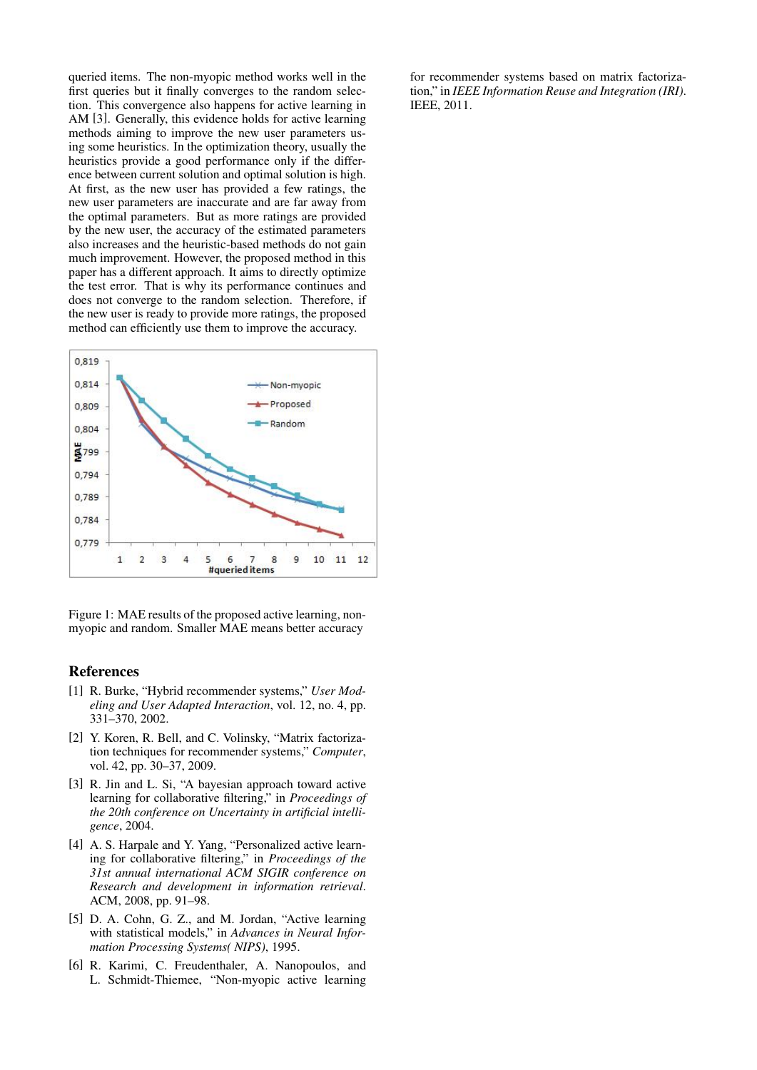queried items. The non-myopic method works well in the first queries but it finally converges to the random selection. This convergence also happens for active learning in AM [3]. Generally, this evidence holds for active learning methods aiming to improve the new user parameters using some heuristics. In the optimization theory, usually the heuristics provide a good performance only if the difference between current solution and optimal solution is high. At first, as the new user has provided a few ratings, the new user parameters are inaccurate and are far away from the optimal parameters. But as more ratings are provided by the new user, the accuracy of the estimated parameters also increases and the heuristic-based methods do not gain much improvement. However, the proposed method in this paper has a different approach. It aims to directly optimize the test error. That is why its performance continues and does not converge to the random selection. Therefore, if the new user is ready to provide more ratings, the proposed method can efficiently use them to improve the accuracy.

0,819
0,814
0,809
0,804
0,799
0,794
0,789
0,784
0,779
MAE
1 2 3 4 5 6 7 8 9 10 11 12
#queried items
Non-myopic
Proposed
Random

Figure 1: MAE results of the proposed active learning, non-myopic and random. Smaller MAE means better accuracy

## References

[1] R. Burke, "Hybrid recommender systems," *User Modeling and User Adapted Interaction*, vol. 12, no. 4, pp. 331–370, 2002.

[2] Y. Koren, R. Bell, and C. Volinsky, "Matrix factorization techniques for recommender systems," *Computer*, vol. 42, pp. 30–37, 2009.

[3] R. Jin and L. Si, "A bayesian approach toward active learning for collaborative filtering," in *Proceedings of the 20th conference on Uncertainty in artificial intelligence*, 2004.

[4] A. S. Harpale and Y. Yang, "Personalized active learning for collaborative filtering," in *Proceedings of the 31st annual international ACM SIGIR conference on Research and development in information retrieval*. ACM, 2008, pp. 91–98.

[5] D. A. Cohn, G. Z., and M. Jordan, "Active learning with statistical models," in *Advances in Neural Information Processing Systems( NIPS)*, 1995.

[6] R. Karimi, C. Freudenthaler, A. Nanopoulos, and L. Schmidt-Thiemee, "Non-myopic active learning for recommender systems based on matrix factorization," in *IEEE Information Reuse and Integration (IRI)*. IEEE, 2011.